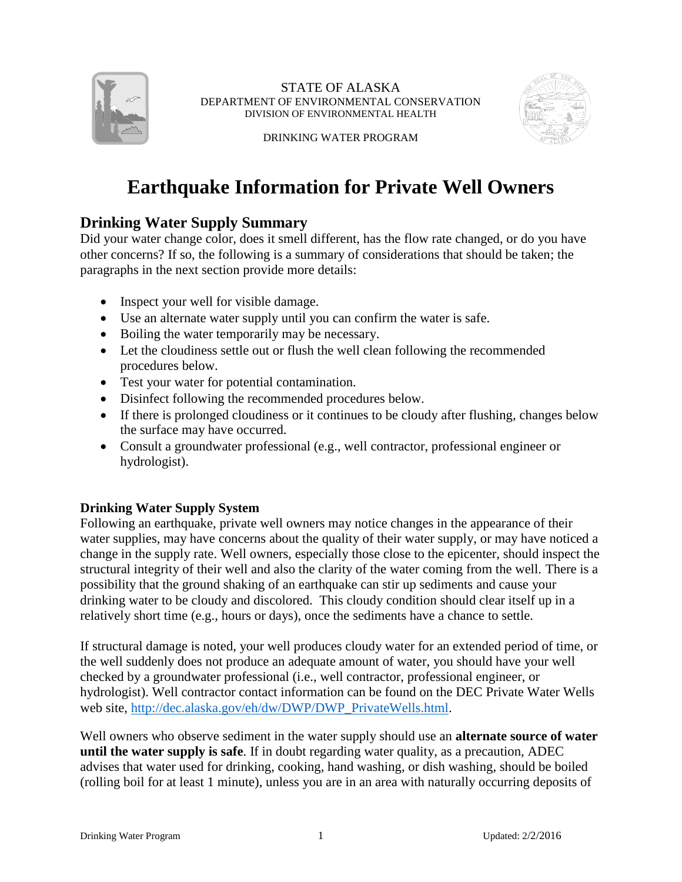STATE OF ALASKA
DEPARTMENT OF ENVIRONMENTAL CONSERVATION
DIVISION OF ENVIRONMENTAL HEALTH

DRINKING WATER PROGRAM

# Earthquake Information for Private Well Owners

## Drinking Water Supply Summary

Did your water change color, does it smell different, has the flow rate changed, or do you have other concerns? If so, the following is a summary of considerations that should be taken; the paragraphs in the next section provide more details:

- Inspect your well for visible damage.
- Use an alternate water supply until you can confirm the water is safe.
- Boiling the water temporarily may be necessary.
- Let the cloudiness settle out or flush the well clean following the recommended procedures below.
- Test your water for potential contamination.
- Disinfect following the recommended procedures below.
- If there is prolonged cloudiness or it continues to be cloudy after flushing, changes below the surface may have occurred.
- Consult a groundwater professional (e.g., well contractor, professional engineer or hydrologist).

### Drinking Water Supply System

Following an earthquake, private well owners may notice changes in the appearance of their water supplies, may have concerns about the quality of their water supply, or may have noticed a change in the supply rate. Well owners, especially those close to the epicenter, should inspect the structural integrity of their well and also the clarity of the water coming from the well. There is a possibility that the ground shaking of an earthquake can stir up sediments and cause your drinking water to be cloudy and discolored. This cloudy condition should clear itself up in a relatively short time (e.g., hours or days), once the sediments have a chance to settle.

If structural damage is noted, your well produces cloudy water for an extended period of time, or the well suddenly does not produce an adequate amount of water, you should have your well checked by a groundwater professional (i.e., well contractor, professional engineer, or hydrologist). Well contractor contact information can be found on the DEC Private Water Wells web site, [http://dec.alaska.gov/eh/dw/DWP/DWP_PrivateWells.html](http://dec.alaska.gov/eh/dw/DWP/DWP_PrivateWells.html).

Well owners who observe sediment in the water supply should use an **alternate source of water until the water supply is safe**. If in doubt regarding water quality, as a precaution, ADEC advises that water used for drinking, cooking, hand washing, or dish washing, should be boiled (rolling boil for at least 1 minute), unless you are in an area with naturally occurring deposits of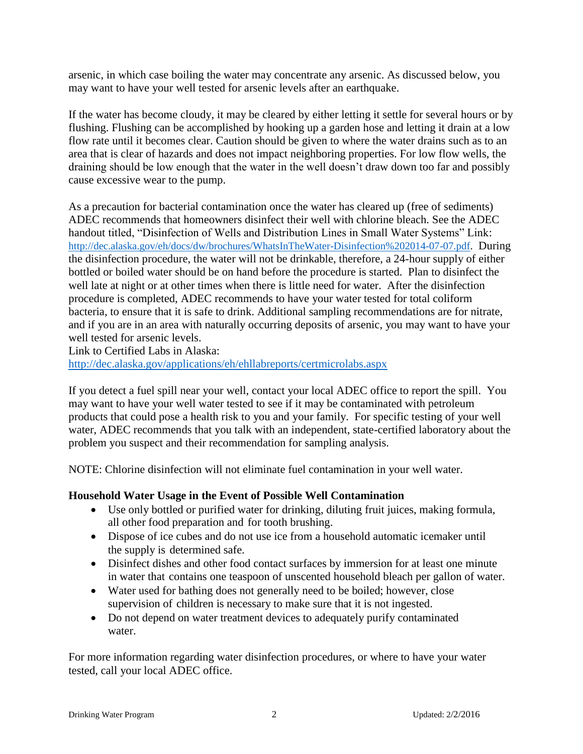arsenic, in which case boiling the water may concentrate any arsenic. As discussed below, you may want to have your well tested for arsenic levels after an earthquake.

If the water has become cloudy, it may be cleared by either letting it settle for several hours or by flushing. Flushing can be accomplished by hooking up a garden hose and letting it drain at a low flow rate until it becomes clear. Caution should be given to where the water drains such as to an area that is clear of hazards and does not impact neighboring properties. For low flow wells, the draining should be low enough that the water in the well doesn't draw down too far and possibly cause excessive wear to the pump.

As a precaution for bacterial contamination once the water has cleared up (free of sediments) ADEC recommends that homeowners disinfect their well with chlorine bleach. See the ADEC handout titled, "Disinfection of Wells and Distribution Lines in Small Water Systems" Link: http://dec.alaska.gov/eh/docs/dw/brochures/WhatsInTheWater-Disinfection%202014-07-07.pdf. During the disinfection procedure, the water will not be drinkable, therefore, a 24-hour supply of either bottled or boiled water should be on hand before the procedure is started. Plan to disinfect the well late at night or at other times when there is little need for water. After the disinfection procedure is completed, ADEC recommends to have your water tested for total coliform bacteria, to ensure that it is safe to drink. Additional sampling recommendations are for nitrate, and if you are in an area with naturally occurring deposits of arsenic, you may want to have your well tested for arsenic levels.
Link to Certified Labs in Alaska:
http://dec.alaska.gov/applications/eh/ehllabreports/certmicrolabs.aspx

If you detect a fuel spill near your well, contact your local ADEC office to report the spill. You may want to have your well water tested to see if it may be contaminated with petroleum products that could pose a health risk to you and your family. For specific testing of your well water, ADEC recommends that you talk with an independent, state-certified laboratory about the problem you suspect and their recommendation for sampling analysis.

NOTE: Chlorine disinfection will not eliminate fuel contamination in your well water.

**Household Water Usage in the Event of Possible Well Contamination**

- Use only bottled or purified water for drinking, diluting fruit juices, making formula, all other food preparation and for tooth brushing.
- Dispose of ice cubes and do not use ice from a household automatic icemaker until the supply is determined safe.
- Disinfect dishes and other food contact surfaces by immersion for at least one minute in water that contains one teaspoon of unscented household bleach per gallon of water.
- Water used for bathing does not generally need to be boiled; however, close supervision of children is necessary to make sure that it is not ingested.
- Do not depend on water treatment devices to adequately purify contaminated water.

For more information regarding water disinfection procedures, or where to have your water tested, call your local ADEC office.